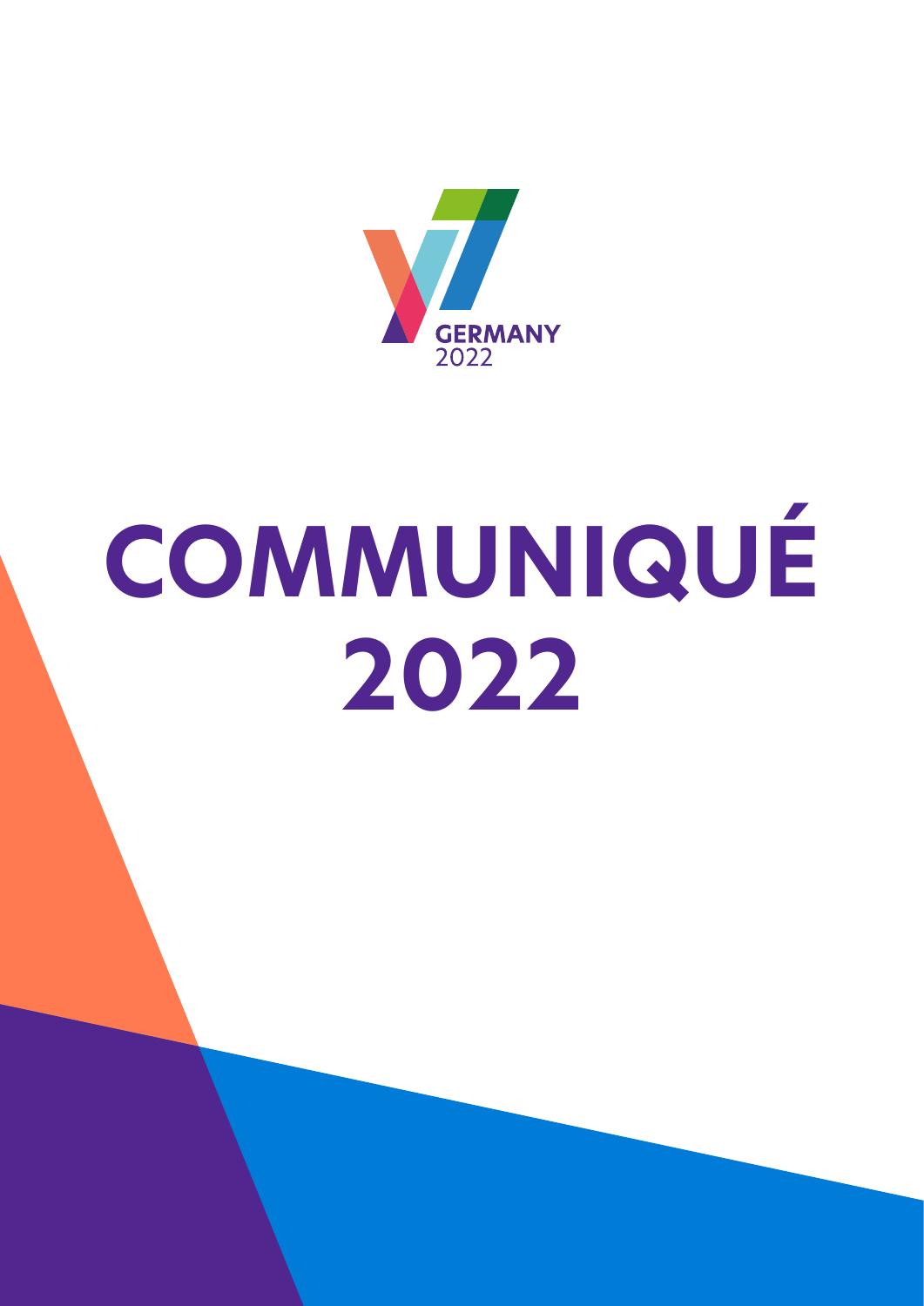GERMANY
2022

# COMMUNIQUÉ 2022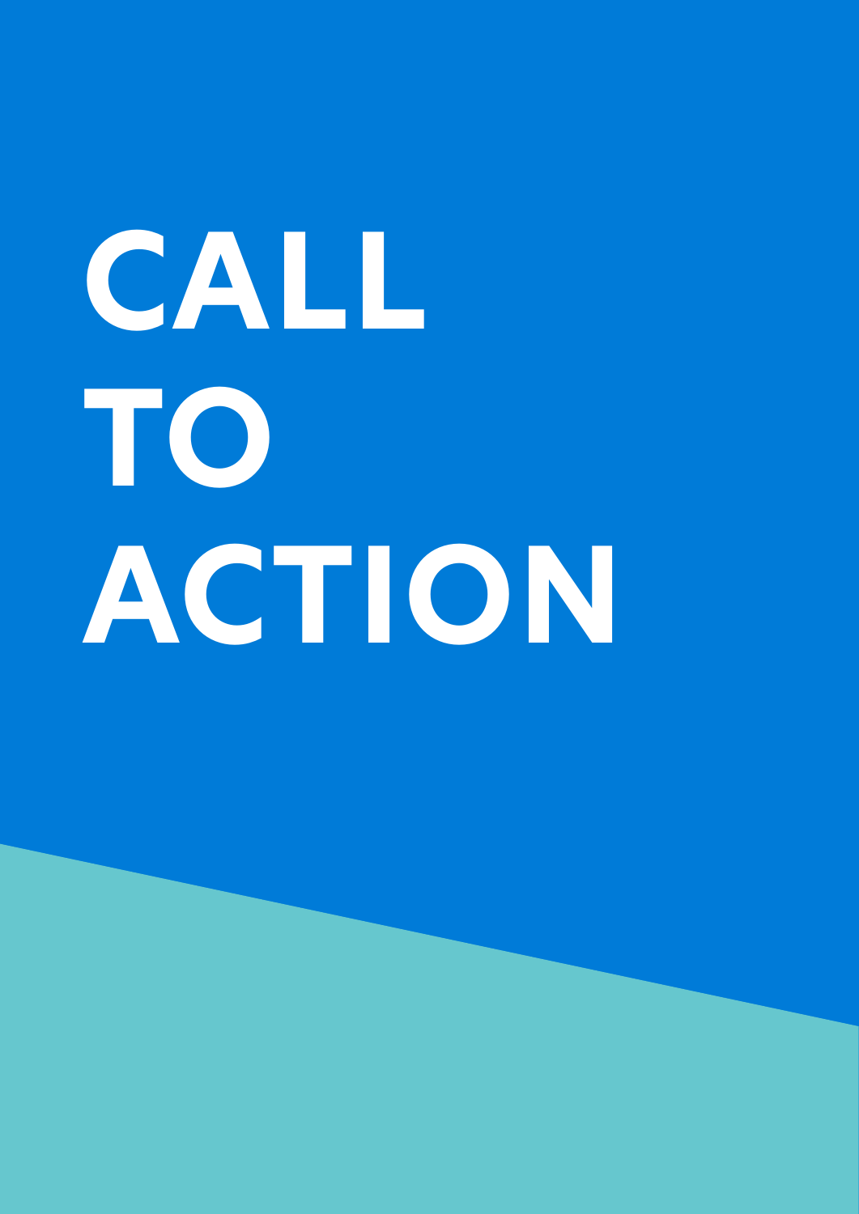# CALL TO ACTION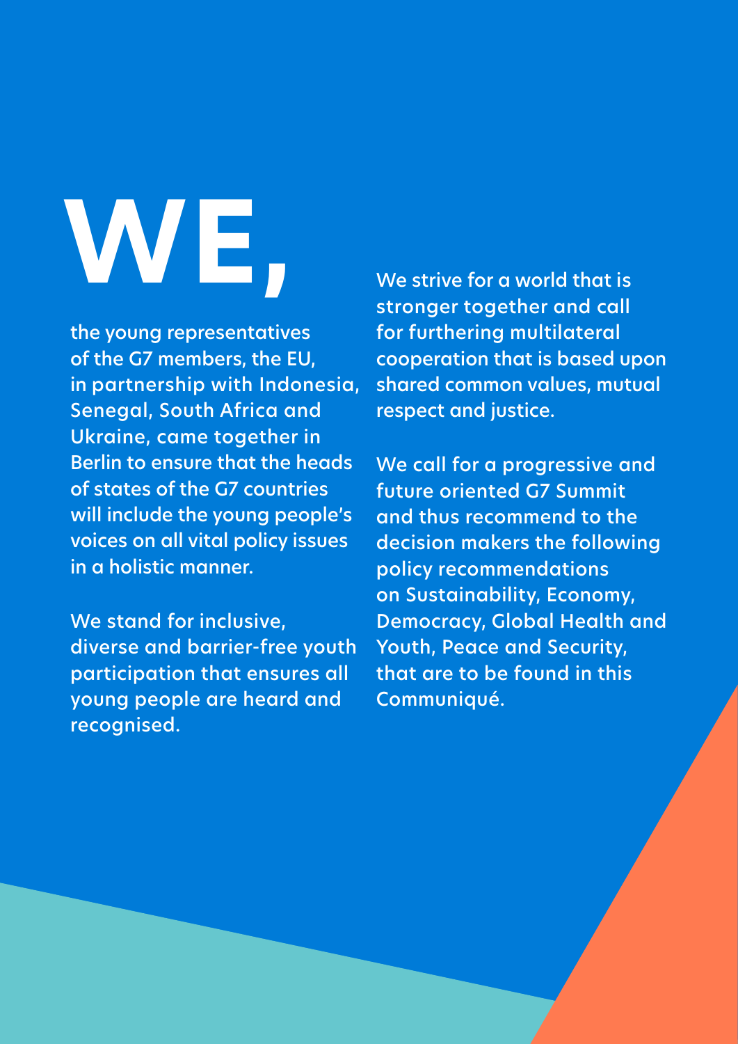# WE,

the young representatives of the G7 members, the EU, in partnership with Indonesia, Senegal, South Africa and Ukraine, came together in Berlin to ensure that the heads of states of the G7 countries will include the young people's voices on all vital policy issues in a holistic manner.

We stand for inclusive, diverse and barrier-free youth participation that ensures all young people are heard and recognised.

We strive for a world that is stronger together and call for furthering multilateral cooperation that is based upon shared common values, mutual respect and justice.

We call for a progressive and future oriented G7 Summit and thus recommend to the decision makers the following policy recommendations on Sustainability, Economy, Democracy, Global Health and Youth, Peace and Security, that are to be found in this Communiqué.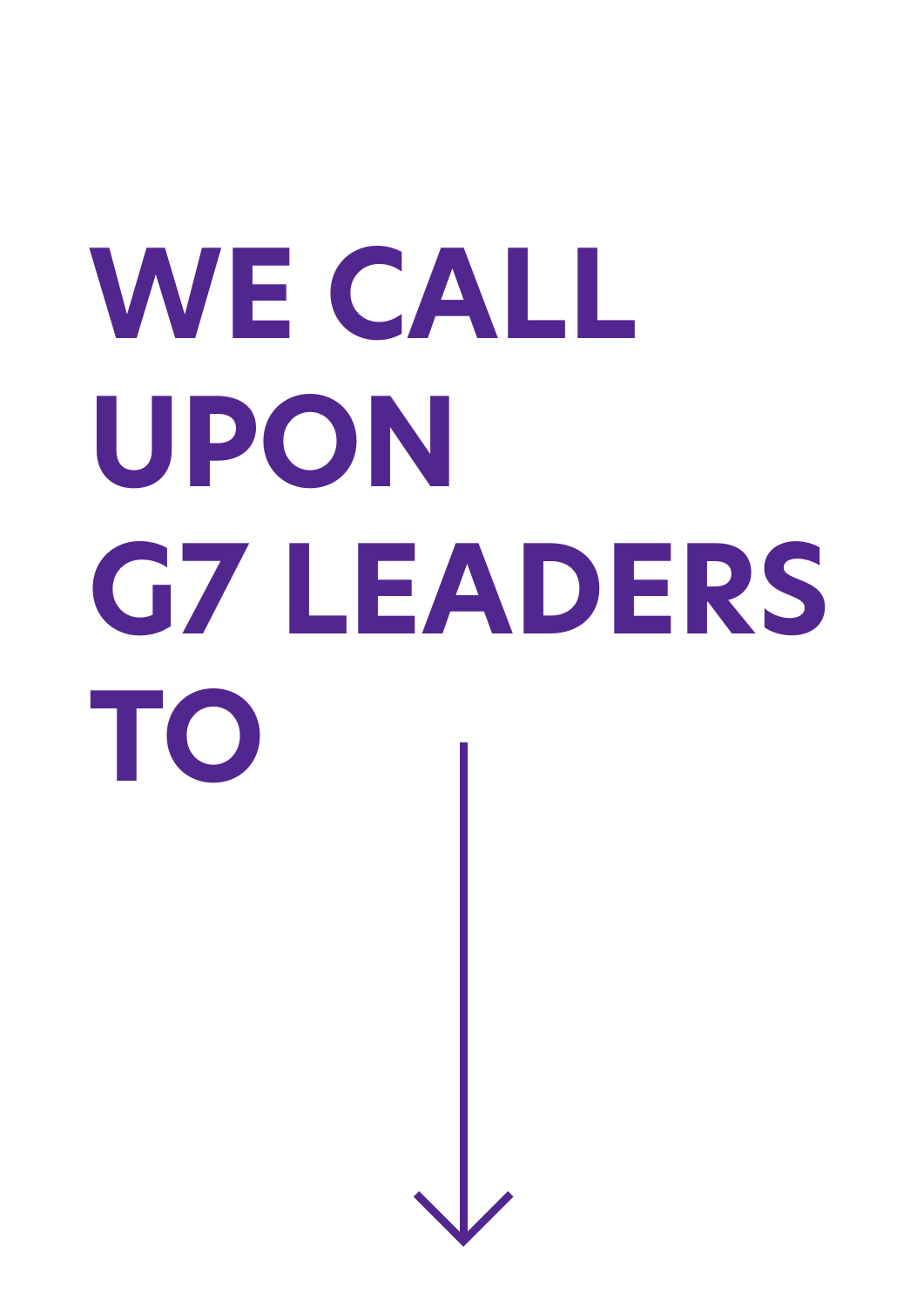# WE CALL UPON G7 LEADERS TO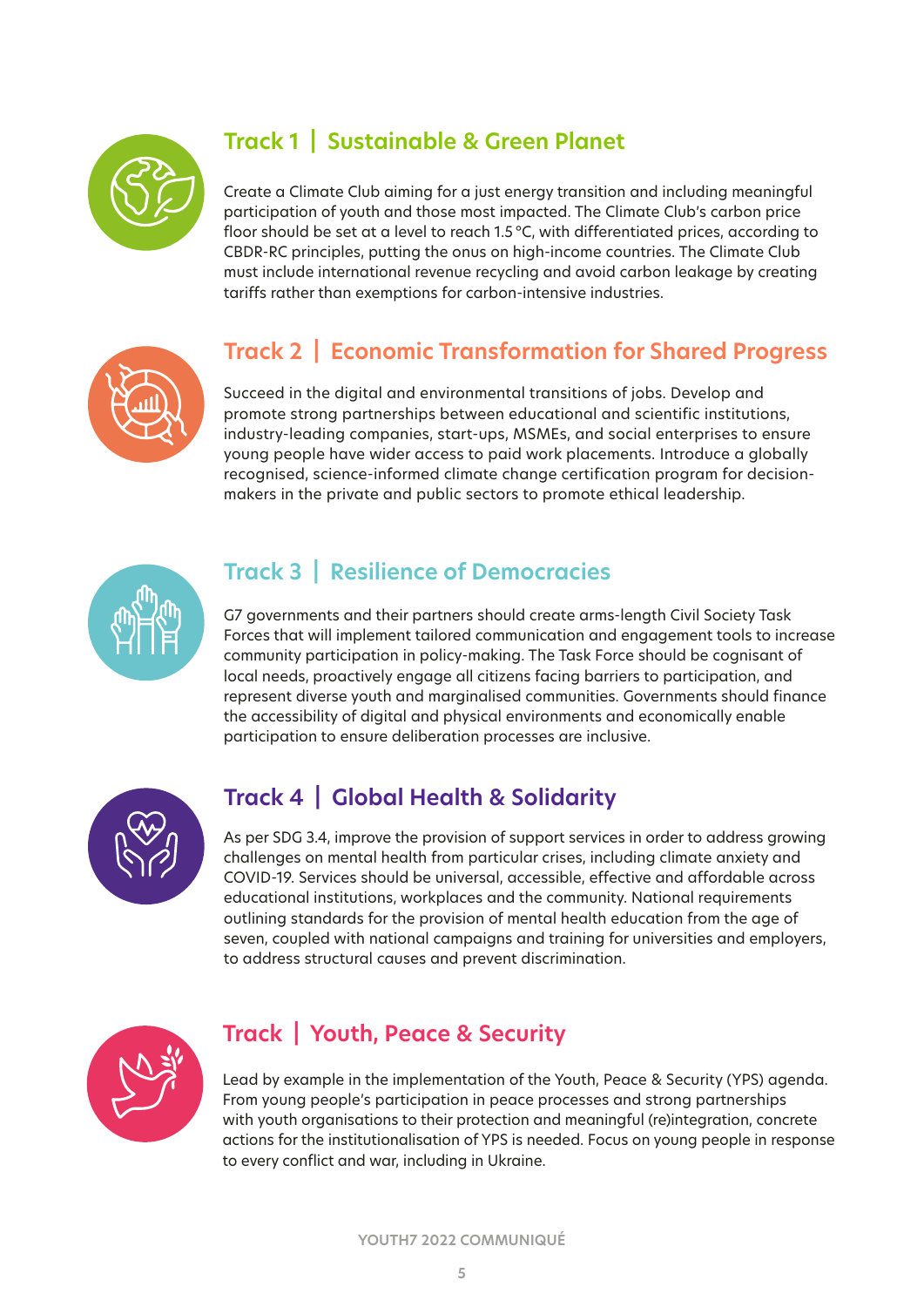## Track 1 | Sustainable & Green Planet

Create a Climate Club aiming for a just energy transition and including meaningful participation of youth and those most impacted. The Climate Club's carbon price floor should be set at a level to reach 1.5 °C, with differentiated prices, according to CBDR-RC principles, putting the onus on high-income countries. The Climate Club must include international revenue recycling and avoid carbon leakage by creating tariffs rather than exemptions for carbon-intensive industries.

## Track 2 | Economic Transformation for Shared Progress

Succeed in the digital and environmental transitions of jobs. Develop and promote strong partnerships between educational and scientific institutions, industry-leading companies, start-ups, MSMEs, and social enterprises to ensure young people have wider access to paid work placements. Introduce a globally recognised, science-informed climate change certification program for decision-makers in the private and public sectors to promote ethical leadership.

## Track 3 | Resilience of Democracies

G7 governments and their partners should create arms-length Civil Society Task Forces that will implement tailored communication and engagement tools to increase community participation in policy-making. The Task Force should be cognisant of local needs, proactively engage all citizens facing barriers to participation, and represent diverse youth and marginalised communities. Governments should finance the accessibility of digital and physical environments and economically enable participation to ensure deliberation processes are inclusive.

## Track 4 | Global Health & Solidarity

As per SDG 3.4, improve the provision of support services in order to address growing challenges on mental health from particular crises, including climate anxiety and COVID-19. Services should be universal, accessible, effective and affordable across educational institutions, workplaces and the community. National requirements outlining standards for the provision of mental health education from the age of seven, coupled with national campaigns and training for universities and employers, to address structural causes and prevent discrimination.

## Track | Youth, Peace & Security

Lead by example in the implementation of the Youth, Peace & Security (YPS) agenda. From young people's participation in peace processes and strong partnerships with youth organisations to their protection and meaningful (re)integration, concrete actions for the institutionalisation of YPS is needed. Focus on young people in response to every conflict and war, including in Ukraine.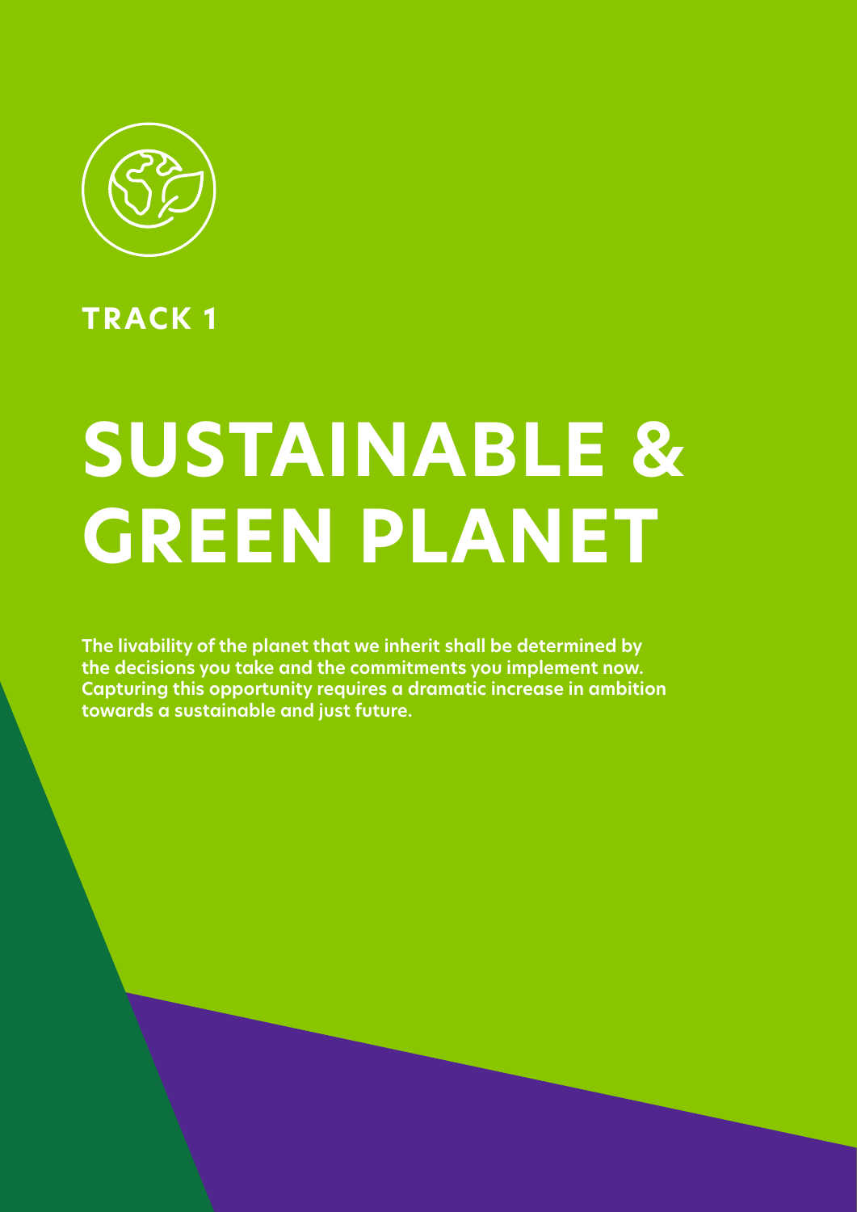**TRACK 1**

# SUSTAINABLE & GREEN PLANET

**The livability of the planet that we inherit shall be determined by the decisions you take and the commitments you implement now. Capturing this opportunity requires a dramatic increase in ambition towards a sustainable and just future.**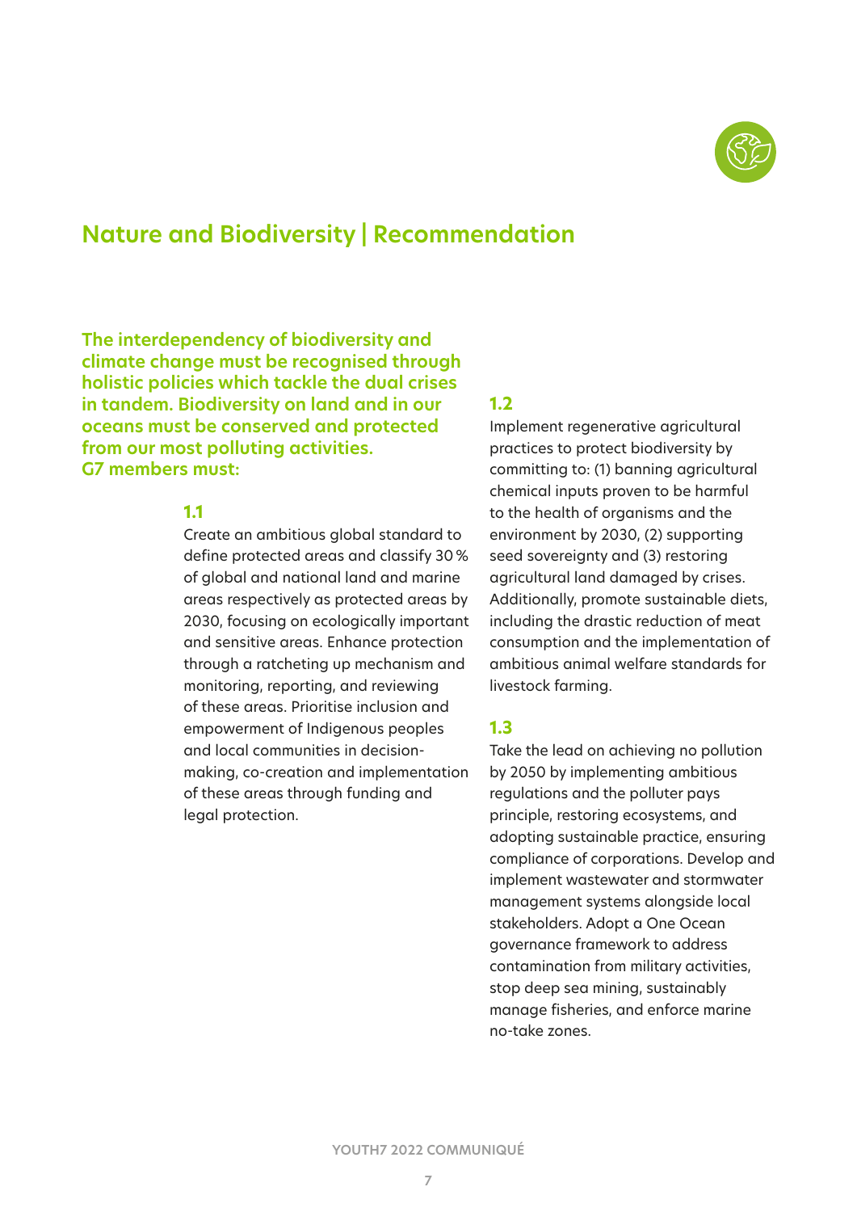## Nature and Biodiversity | Recommendation

**The interdependency of biodiversity and climate change must be recognised through holistic policies which tackle the dual crises in tandem. Biodiversity on land and in our oceans must be conserved and protected from our most polluting activities. G7 members must:**

### 1.1

Create an ambitious global standard to define protected areas and classify 30 % of global and national land and marine areas respectively as protected areas by 2030, focusing on ecologically important and sensitive areas. Enhance protection through a ratcheting up mechanism and monitoring, reporting, and reviewing of these areas. Prioritise inclusion and empowerment of Indigenous peoples and local communities in decision-making, co-creation and implementation of these areas through funding and legal protection.

### 1.2

Implement regenerative agricultural practices to protect biodiversity by committing to: (1) banning agricultural chemical inputs proven to be harmful to the health of organisms and the environment by 2030, (2) supporting seed sovereignty and (3) restoring agricultural land damaged by crises. Additionally, promote sustainable diets, including the drastic reduction of meat consumption and the implementation of ambitious animal welfare standards for livestock farming.

### 1.3

Take the lead on achieving no pollution by 2050 by implementing ambitious regulations and the polluter pays principle, restoring ecosystems, and adopting sustainable practice, ensuring compliance of corporations. Develop and implement wastewater and stormwater management systems alongside local stakeholders. Adopt a One Ocean governance framework to address contamination from military activities, stop deep sea mining, sustainably manage fisheries, and enforce marine no-take zones.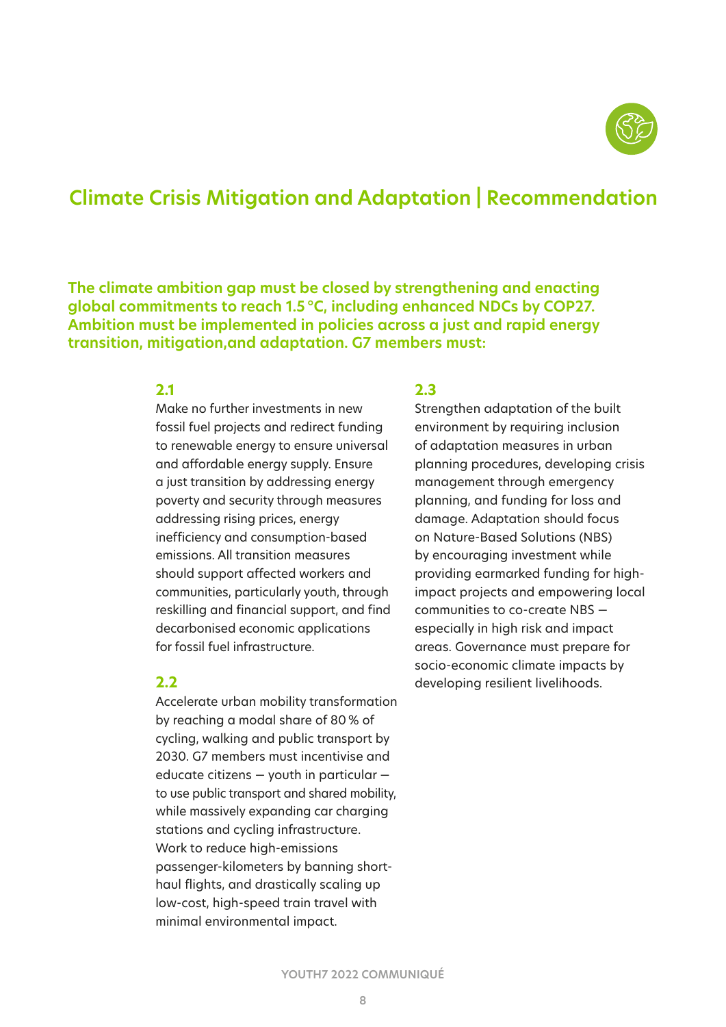## Climate Crisis Mitigation and Adaptation | Recommendation

**The climate ambition gap must be closed by strengthening and enacting global commitments to reach 1.5 °C, including enhanced NDCs by COP27. Ambition must be implemented in policies across a just and rapid energy transition, mitigation,and adaptation. G7 members must:**

### 2.1

Make no further investments in new fossil fuel projects and redirect funding to renewable energy to ensure universal and affordable energy supply. Ensure a just transition by addressing energy poverty and security through measures addressing rising prices, energy inefficiency and consumption-based emissions. All transition measures should support affected workers and communities, particularly youth, through reskilling and financial support, and find decarbonised economic applications for fossil fuel infrastructure.

### 2.2

Accelerate urban mobility transformation by reaching a modal share of 80 % of cycling, walking and public transport by 2030. G7 members must incentivise and educate citizens — youth in particular — to use public transport and shared mobility, while massively expanding car charging stations and cycling infrastructure. Work to reduce high-emissions passenger-kilometers by banning short-haul flights, and drastically scaling up low-cost, high-speed train travel with minimal environmental impact.

### 2.3

Strengthen adaptation of the built environment by requiring inclusion of adaptation measures in urban planning procedures, developing crisis management through emergency planning, and funding for loss and damage. Adaptation should focus on Nature-Based Solutions (NBS) by encouraging investment while providing earmarked funding for high-impact projects and empowering local communities to co-create NBS — especially in high risk and impact areas. Governance must prepare for socio-economic climate impacts by developing resilient livelihoods.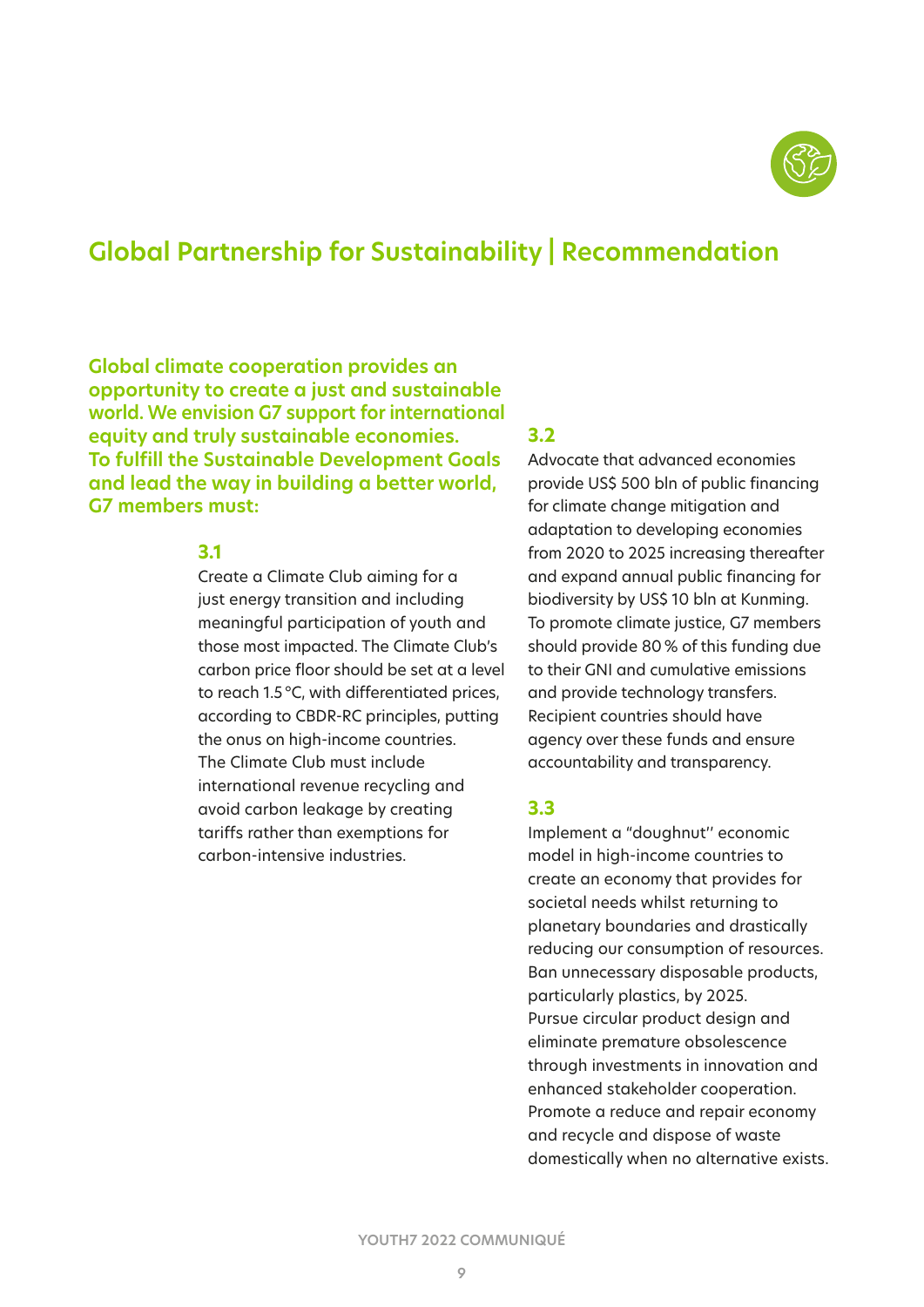## Global Partnership for Sustainability | Recommendation

**Global climate cooperation provides an opportunity to create a just and sustainable world. We envision G7 support for international equity and truly sustainable economies. To fulfill the Sustainable Development Goals and lead the way in building a better world, G7 members must:**

### 3.1

Create a Climate Club aiming for a just energy transition and including meaningful participation of youth and those most impacted. The Climate Club's carbon price floor should be set at a level to reach 1.5 °C, with differentiated prices, according to CBDR-RC principles, putting the onus on high-income countries. The Climate Club must include international revenue recycling and avoid carbon leakage by creating tariffs rather than exemptions for carbon-intensive industries.

### 3.2

Advocate that advanced economies provide US$ 500 bln of public financing for climate change mitigation and adaptation to developing economies from 2020 to 2025 increasing thereafter and expand annual public financing for biodiversity by US$ 10 bln at Kunming. To promote climate justice, G7 members should provide 80 % of this funding due to their GNI and cumulative emissions and provide technology transfers. Recipient countries should have agency over these funds and ensure accountability and transparency.

### 3.3

Implement a "doughnut" economic model in high-income countries to create an economy that provides for societal needs whilst returning to planetary boundaries and drastically reducing our consumption of resources. Ban unnecessary disposable products, particularly plastics, by 2025. Pursue circular product design and eliminate premature obsolescence through investments in innovation and enhanced stakeholder cooperation. Promote a reduce and repair economy and recycle and dispose of waste domestically when no alternative exists.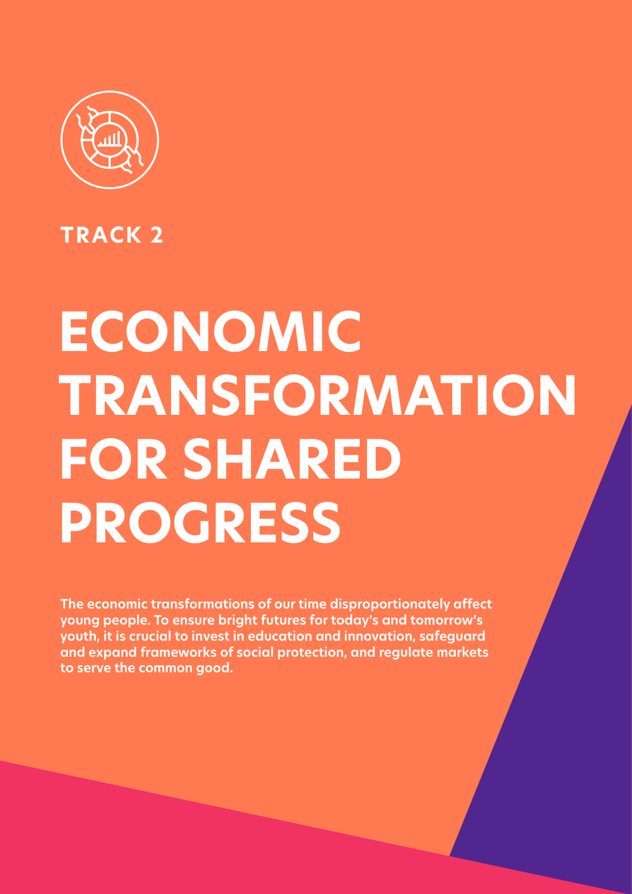## TRACK 2

# ECONOMIC TRANSFORMATION FOR SHARED PROGRESS

**The economic transformations of our time disproportionately affect young people. To ensure bright futures for today's and tomorrow's youth, it is crucial to invest in education and innovation, safeguard and expand frameworks of social protection, and regulate markets to serve the common good.**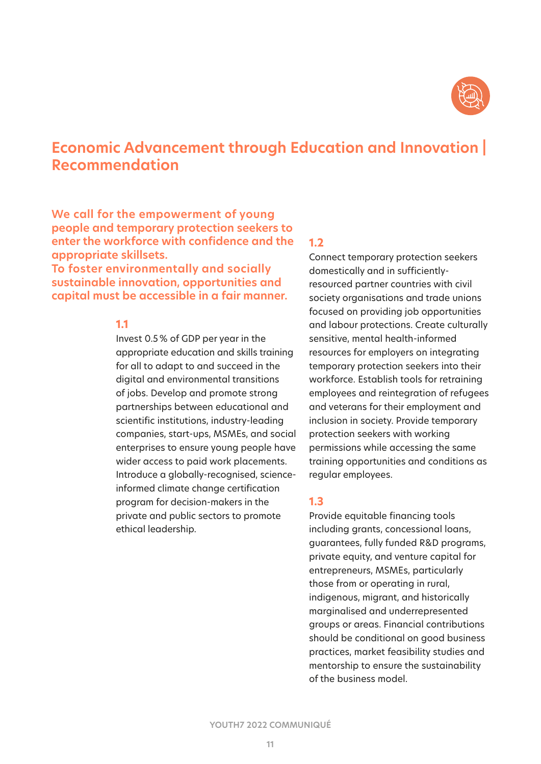## Economic Advancement through Education and Innovation | Recommendation

**We call for the empowerment of young people and temporary protection seekers to enter the workforce with confidence and the appropriate skillsets.**
**To foster environmentally and socially sustainable innovation, opportunities and capital must be accessible in a fair manner.**

### 1.1

Invest 0.5 % of GDP per year in the appropriate education and skills training for all to adapt to and succeed in the digital and environmental transitions of jobs. Develop and promote strong partnerships between educational and scientific institutions, industry-leading companies, start-ups, MSMEs, and social enterprises to ensure young people have wider access to paid work placements. Introduce a globally-recognised, science-informed climate change certification program for decision-makers in the private and public sectors to promote ethical leadership.

### 1.2

Connect temporary protection seekers domestically and in sufficiently-resourced partner countries with civil society organisations and trade unions focused on providing job opportunities and labour protections. Create culturally sensitive, mental health-informed resources for employers on integrating temporary protection seekers into their workforce. Establish tools for retraining employees and reintegration of refugees and veterans for their employment and inclusion in society. Provide temporary protection seekers with working permissions while accessing the same training opportunities and conditions as regular employees.

### 1.3

Provide equitable financing tools including grants, concessional loans, guarantees, fully funded R&D programs, private equity, and venture capital for entrepreneurs, MSMEs, particularly those from or operating in rural, indigenous, migrant, and historically marginalised and underrepresented groups or areas. Financial contributions should be conditional on good business practices, market feasibility studies and mentorship to ensure the sustainability of the business model.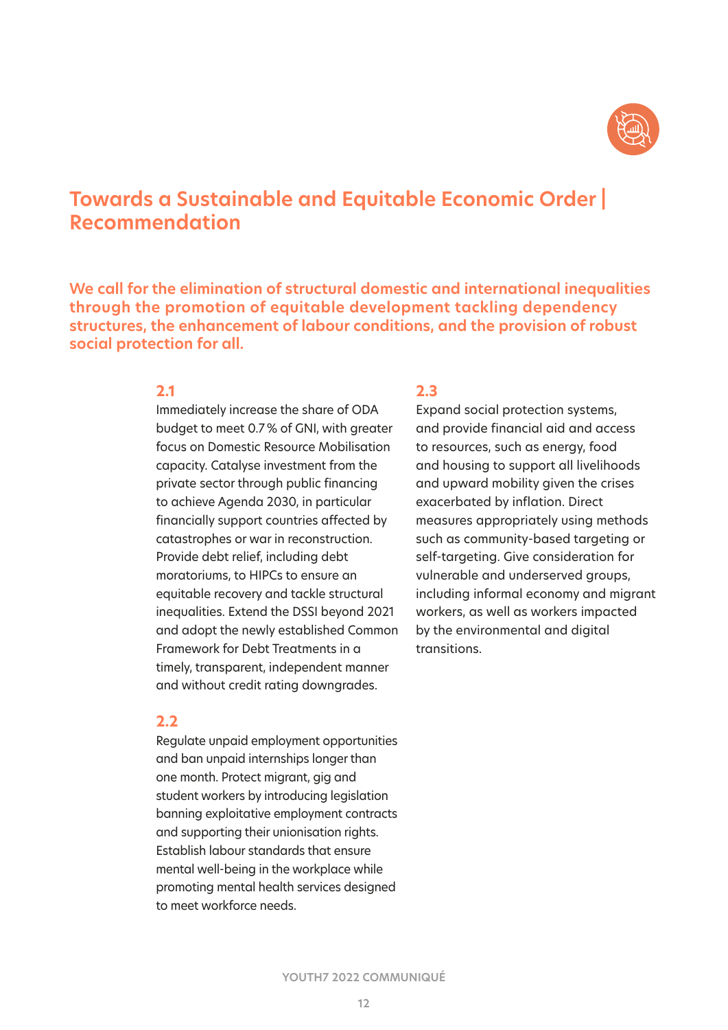## Towards a Sustainable and Equitable Economic Order | Recommendation

**We call for the elimination of structural domestic and international inequalities through the promotion of equitable development tackling dependency structures, the enhancement of labour conditions, and the provision of robust social protection for all.**

### 2.1

Immediately increase the share of ODA budget to meet 0.7 % of GNI, with greater focus on Domestic Resource Mobilisation capacity. Catalyse investment from the private sector through public financing to achieve Agenda 2030, in particular financially support countries affected by catastrophes or war in reconstruction. Provide debt relief, including debt moratoriums, to HIPCs to ensure an equitable recovery and tackle structural inequalities. Extend the DSSI beyond 2021 and adopt the newly established Common Framework for Debt Treatments in a timely, transparent, independent manner and without credit rating downgrades.

### 2.2

Regulate unpaid employment opportunities and ban unpaid internships longer than one month. Protect migrant, gig and student workers by introducing legislation banning exploitative employment contracts and supporting their unionisation rights. Establish labour standards that ensure mental well-being in the workplace while promoting mental health services designed to meet workforce needs.

### 2.3

Expand social protection systems, and provide financial aid and access to resources, such as energy, food and housing to support all livelihoods and upward mobility given the crises exacerbated by inflation. Direct measures appropriately using methods such as community-based targeting or self-targeting. Give consideration for vulnerable and underserved groups, including informal economy and migrant workers, as well as workers impacted by the environmental and digital transitions.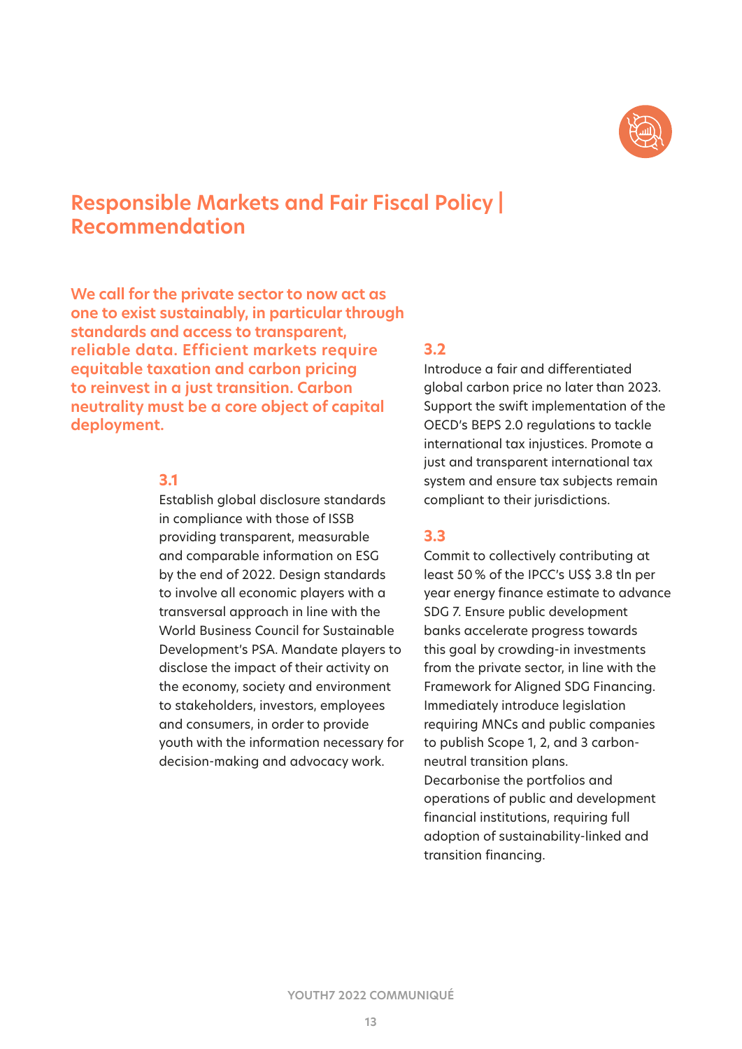# Responsible Markets and Fair Fiscal Policy | Recommendation

**We call for the private sector to now act as one to exist sustainably, in particular through standards and access to transparent, reliable data. Efficient markets require equitable taxation and carbon pricing to reinvest in a just transition. Carbon neutrality must be a core object of capital deployment.**

### 3.1

Establish global disclosure standards in compliance with those of ISSB providing transparent, measurable and comparable information on ESG by the end of 2022. Design standards to involve all economic players with a transversal approach in line with the World Business Council for Sustainable Development's PSA. Mandate players to disclose the impact of their activity on the economy, society and environment to stakeholders, investors, employees and consumers, in order to provide youth with the information necessary for decision-making and advocacy work.

### 3.2

Introduce a fair and differentiated global carbon price no later than 2023. Support the swift implementation of the OECD's BEPS 2.0 regulations to tackle international tax injustices. Promote a just and transparent international tax system and ensure tax subjects remain compliant to their jurisdictions.

### 3.3

Commit to collectively contributing at least 50 % of the IPCC's US$ 3.8 tln per year energy finance estimate to advance SDG 7. Ensure public development banks accelerate progress towards this goal by crowding-in investments from the private sector, in line with the Framework for Aligned SDG Financing. Immediately introduce legislation requiring MNCs and public companies to publish Scope 1, 2, and 3 carbon-neutral transition plans.
Decarbonise the portfolios and operations of public and development financial institutions, requiring full adoption of sustainability-linked and transition financing.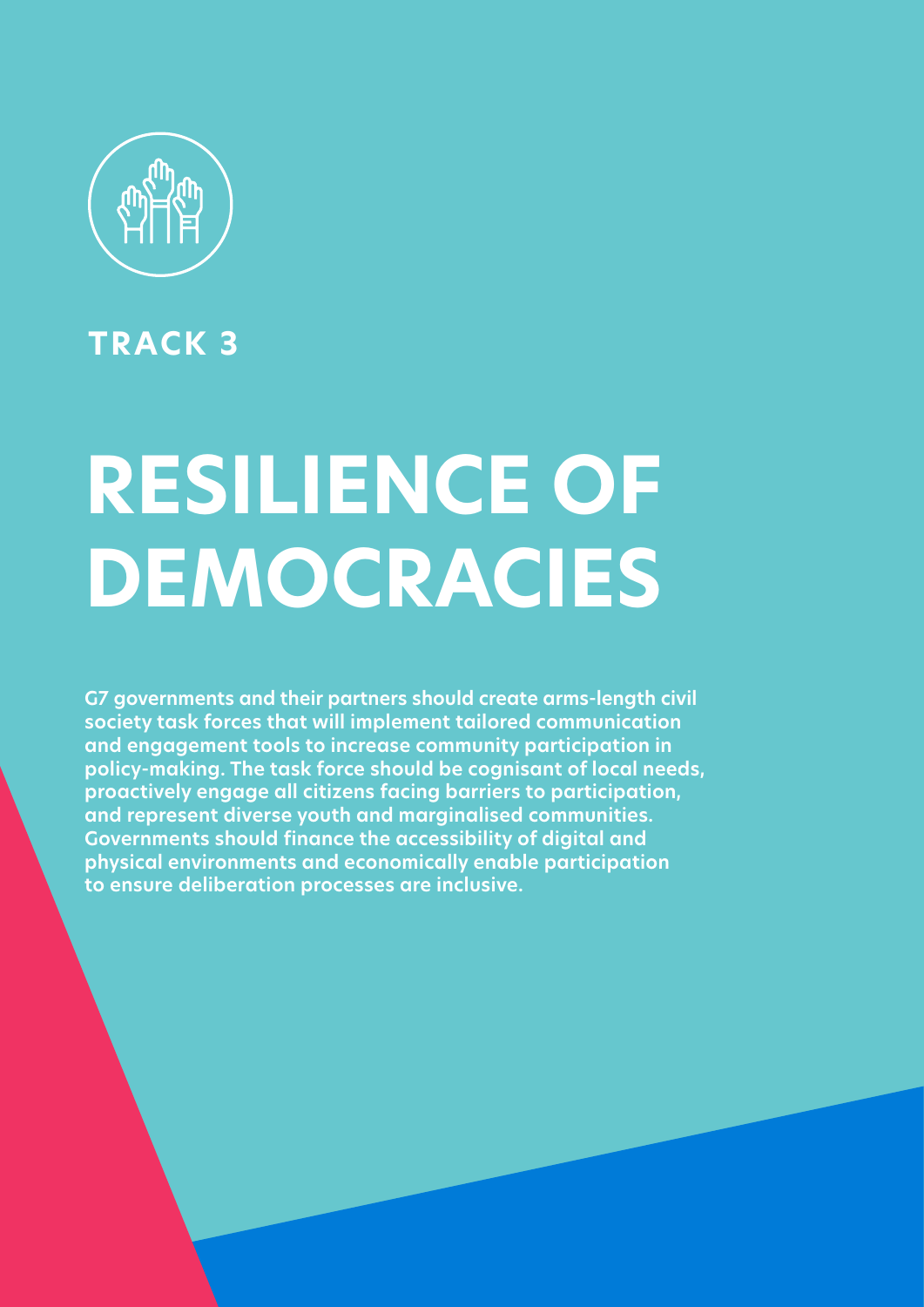## TRACK 3

# RESILIENCE OF DEMOCRACIES

**G7 governments and their partners should create arms-length civil society task forces that will implement tailored communication and engagement tools to increase community participation in policy-making. The task force should be cognisant of local needs, proactively engage all citizens facing barriers to participation, and represent diverse youth and marginalised communities. Governments should finance the accessibility of digital and physical environments and economically enable participation to ensure deliberation processes are inclusive.**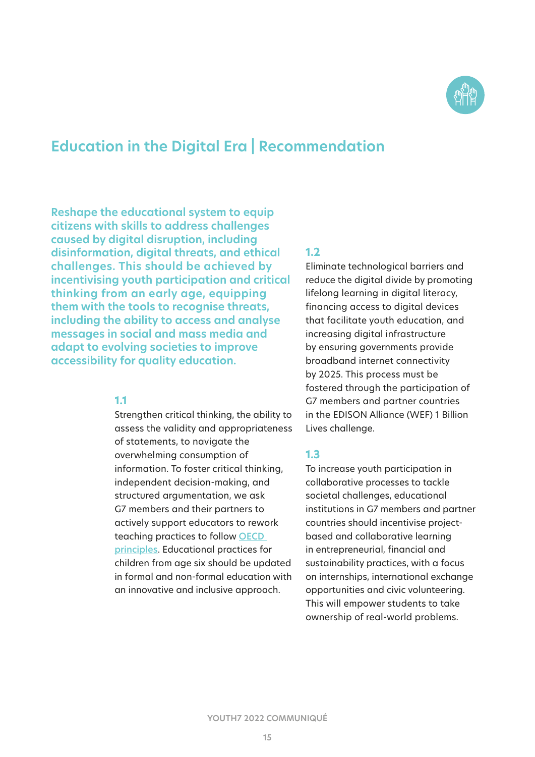## Education in the Digital Era | Recommendation

**Reshape the educational system to equip citizens with skills to address challenges caused by digital disruption, including disinformation, digital threats, and ethical challenges. This should be achieved by incentivising youth participation and critical thinking from an early age, equipping them with the tools to recognise threats, including the ability to access and analyse messages in social and mass media and adapt to evolving societies to improve accessibility for quality education.**

### 1.1

Strengthen critical thinking, the ability to assess the validity and appropriateness of statements, to navigate the overwhelming consumption of information. To foster critical thinking, independent decision-making, and structured argumentation, we ask G7 members and their partners to actively support educators to rework teaching practices to follow OECD principles. Educational practices for children from age six should be updated in formal and non-formal education with an innovative and inclusive approach.

### 1.2

Eliminate technological barriers and reduce the digital divide by promoting lifelong learning in digital literacy, financing access to digital devices that facilitate youth education, and increasing digital infrastructure by ensuring governments provide broadband internet connectivity by 2025. This process must be fostered through the participation of G7 members and partner countries in the EDISON Alliance (WEF) 1 Billion Lives challenge.

### 1.3

To increase youth participation in collaborative processes to tackle societal challenges, educational institutions in G7 members and partner countries should incentivise project-based and collaborative learning in entrepreneurial, financial and sustainability practices, with a focus on internships, international exchange opportunities and civic volunteering. This will empower students to take ownership of real-world problems.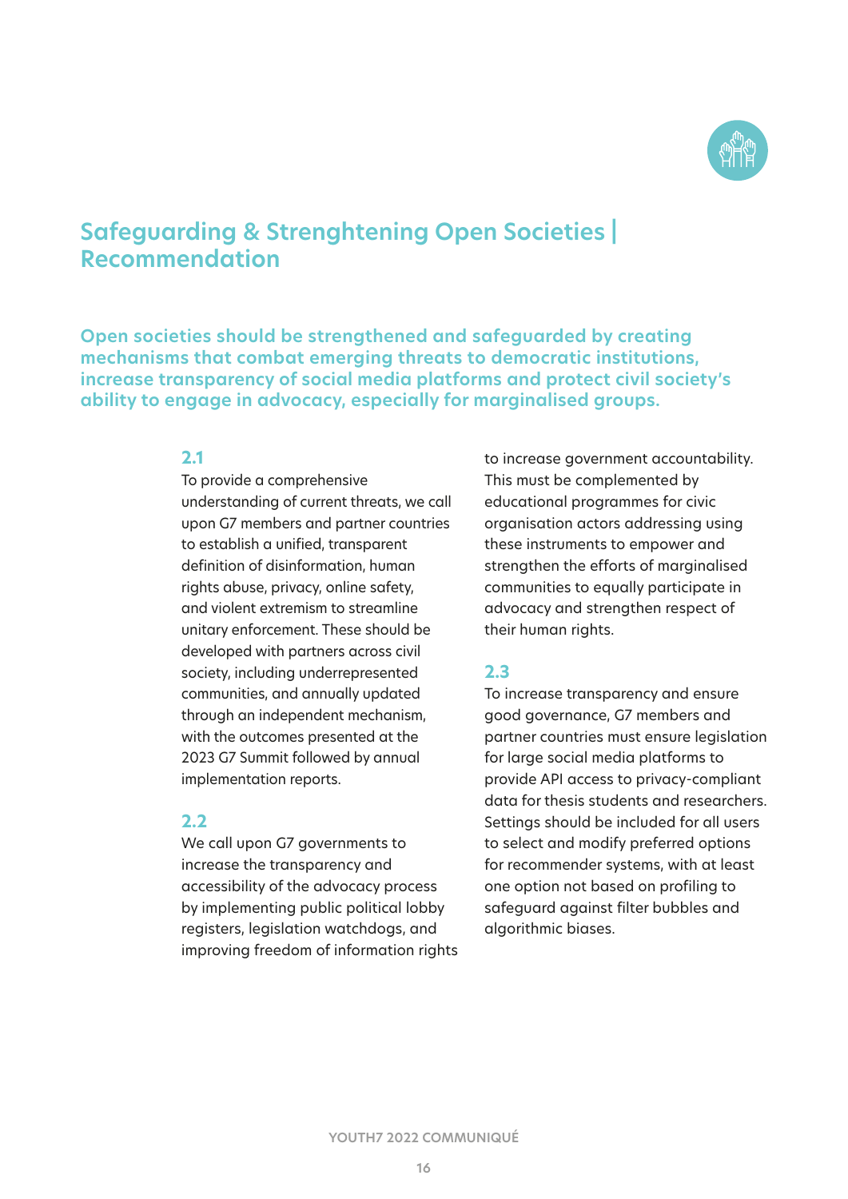# Safeguarding & Strenghtening Open Societies | Recommendation

**Open societies should be strengthened and safeguarded by creating mechanisms that combat emerging threats to democratic institutions, increase transparency of social media platforms and protect civil society's ability to engage in advocacy, especially for marginalised groups.**

### 2.1

To provide a comprehensive understanding of current threats, we call upon G7 members and partner countries to establish a unified, transparent definition of disinformation, human rights abuse, privacy, online safety, and violent extremism to streamline unitary enforcement. These should be developed with partners across civil society, including underrepresented communities, and annually updated through an independent mechanism, with the outcomes presented at the 2023 G7 Summit followed by annual implementation reports.

### 2.2

We call upon G7 governments to increase the transparency and accessibility of the advocacy process by implementing public political lobby registers, legislation watchdogs, and improving freedom of information rights to increase government accountability. This must be complemented by educational programmes for civic organisation actors addressing using these instruments to empower and strengthen the efforts of marginalised communities to equally participate in advocacy and strengthen respect of their human rights.

### 2.3

To increase transparency and ensure good governance, G7 members and partner countries must ensure legislation for large social media platforms to provide API access to privacy-compliant data for thesis students and researchers. Settings should be included for all users to select and modify preferred options for recommender systems, with at least one option not based on profiling to safeguard against filter bubbles and algorithmic biases.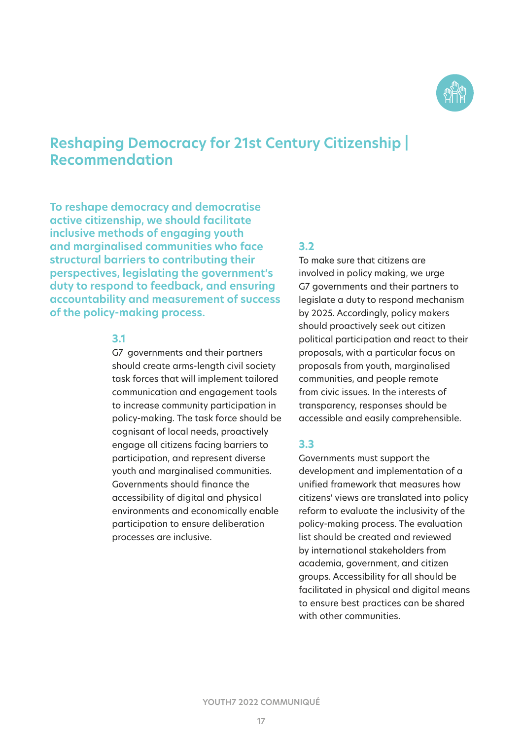## Reshaping Democracy for 21st Century Citizenship | Recommendation

**To reshape democracy and democratise active citizenship, we should facilitate inclusive methods of engaging youth and marginalised communities who face structural barriers to contributing their perspectives, legislating the government's duty to respond to feedback, and ensuring accountability and measurement of success of the policy-making process.**

### 3.1

G7 governments and their partners should create arms-length civil society task forces that will implement tailored communication and engagement tools to increase community participation in policy-making. The task force should be cognisant of local needs, proactively engage all citizens facing barriers to participation, and represent diverse youth and marginalised communities. Governments should finance the accessibility of digital and physical environments and economically enable participation to ensure deliberation processes are inclusive.

### 3.2

To make sure that citizens are involved in policy making, we urge G7 governments and their partners to legislate a duty to respond mechanism by 2025. Accordingly, policy makers should proactively seek out citizen political participation and react to their proposals, with a particular focus on proposals from youth, marginalised communities, and people remote from civic issues. In the interests of transparency, responses should be accessible and easily comprehensible.

### 3.3

Governments must support the development and implementation of a unified framework that measures how citizens' views are translated into policy reform to evaluate the inclusivity of the policy-making process. The evaluation list should be created and reviewed by international stakeholders from academia, government, and citizen groups. Accessibility for all should be facilitated in physical and digital means to ensure best practices can be shared with other communities.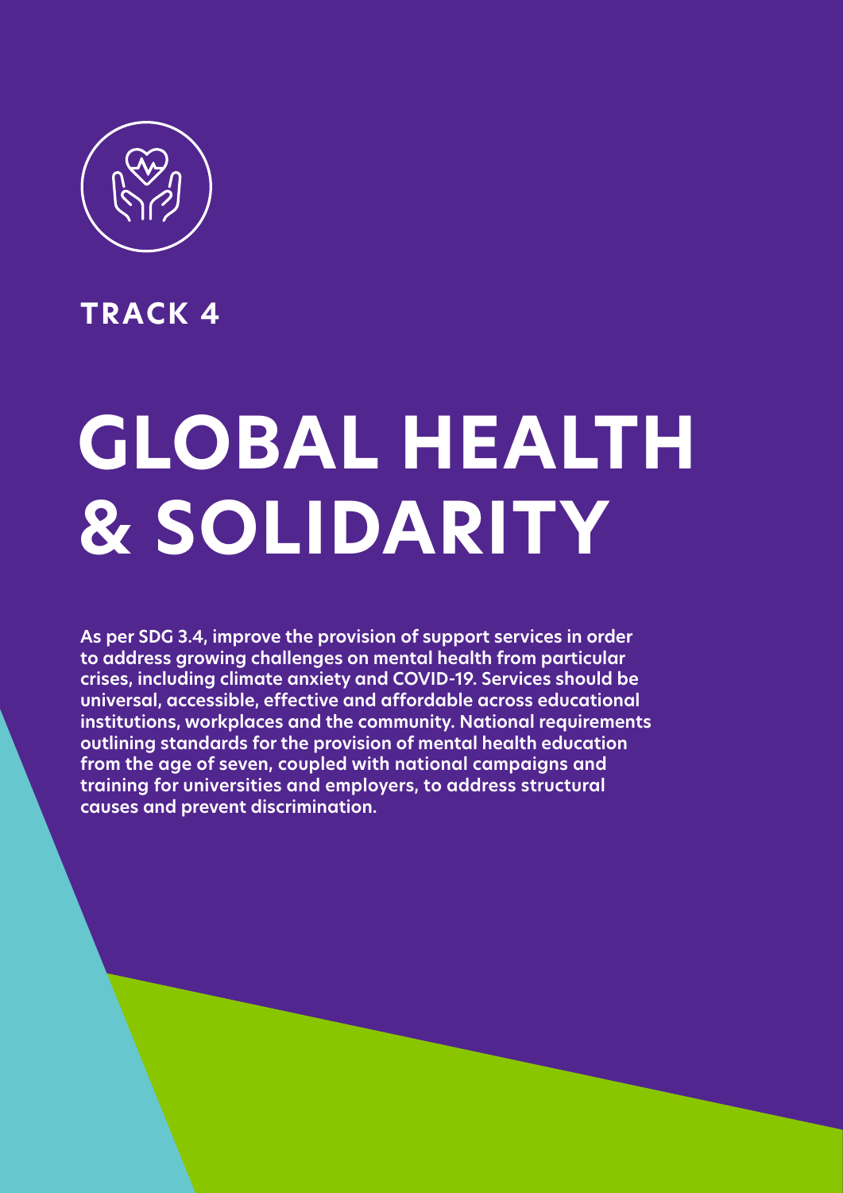TRACK 4

# GLOBAL HEALTH & SOLIDARITY

**As per SDG 3.4, improve the provision of support services in order to address growing challenges on mental health from particular crises, including climate anxiety and COVID-19. Services should be universal, accessible, effective and affordable across educational institutions, workplaces and the community. National requirements outlining standards for the provision of mental health education from the age of seven, coupled with national campaigns and training for universities and employers, to address structural causes and prevent discrimination.**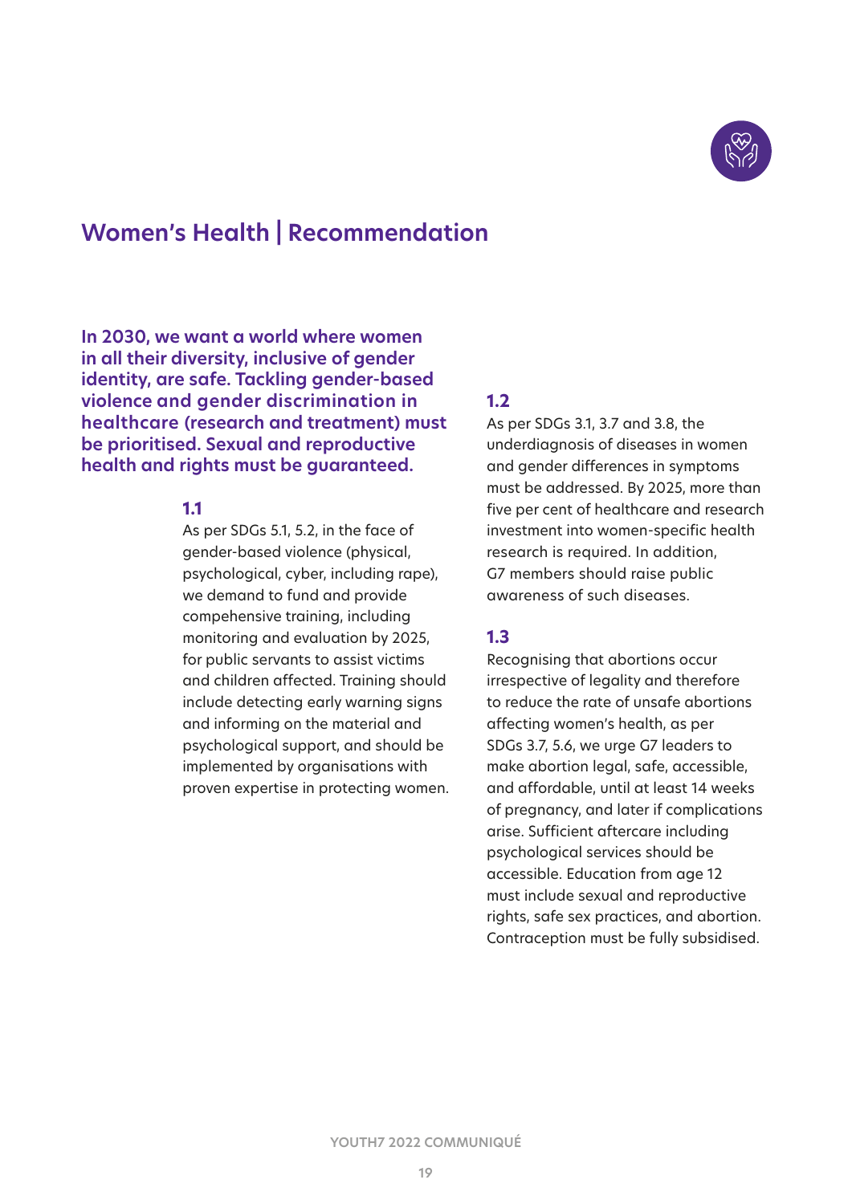## Women's Health | Recommendation

**In 2030, we want a world where women in all their diversity, inclusive of gender identity, are safe. Tackling gender-based violence and gender discrimination in healthcare (research and treatment) must be prioritised. Sexual and reproductive health and rights must be guaranteed.**

### 1.1

As per SDGs 5.1, 5.2, in the face of gender-based violence (physical, psychological, cyber, including rape), we demand to fund and provide compehensive training, including monitoring and evaluation by 2025, for public servants to assist victims and children affected. Training should include detecting early warning signs and informing on the material and psychological support, and should be implemented by organisations with proven expertise in protecting women.

### 1.2

As per SDGs 3.1, 3.7 and 3.8, the underdiagnosis of diseases in women and gender differences in symptoms must be addressed. By 2025, more than five per cent of healthcare and research investment into women-specific health research is required. In addition, G7 members should raise public awareness of such diseases.

### 1.3

Recognising that abortions occur irrespective of legality and therefore to reduce the rate of unsafe abortions affecting women's health, as per SDGs 3.7, 5.6, we urge G7 leaders to make abortion legal, safe, accessible, and affordable, until at least 14 weeks of pregnancy, and later if complications arise. Sufficient aftercare including psychological services should be accessible. Education from age 12 must include sexual and reproductive rights, safe sex practices, and abortion. Contraception must be fully subsidised.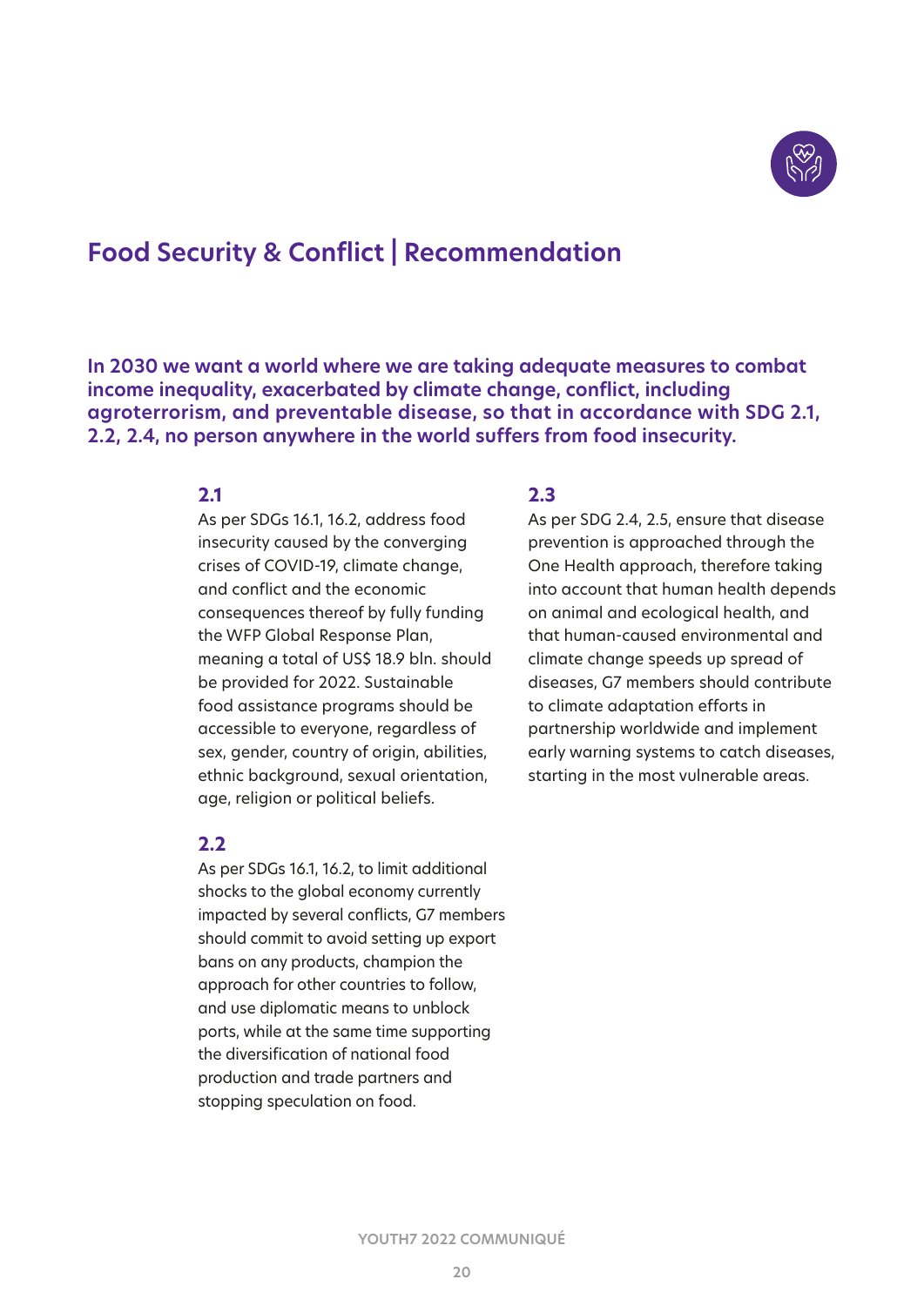## Food Security & Conflict | Recommendation

**In 2030 we want a world where we are taking adequate measures to combat income inequality, exacerbated by climate change, conflict, including agroterrorism, and preventable disease, so that in accordance with SDG 2.1, 2.2, 2.4, no person anywhere in the world suffers from food insecurity.**

### 2.1

As per SDGs 16.1, 16.2, address food insecurity caused by the converging crises of COVID-19, climate change, and conflict and the economic consequences thereof by fully funding the WFP Global Response Plan, meaning a total of US$ 18.9 bln. should be provided for 2022. Sustainable food assistance programs should be accessible to everyone, regardless of sex, gender, country of origin, abilities, ethnic background, sexual orientation, age, religion or political beliefs.

### 2.2

As per SDGs 16.1, 16.2, to limit additional shocks to the global economy currently impacted by several conflicts, G7 members should commit to avoid setting up export bans on any products, champion the approach for other countries to follow, and use diplomatic means to unblock ports, while at the same time supporting the diversification of national food production and trade partners and stopping speculation on food.

### 2.3

As per SDG 2.4, 2.5, ensure that disease prevention is approached through the One Health approach, therefore taking into account that human health depends on animal and ecological health, and that human-caused environmental and climate change speeds up spread of diseases, G7 members should contribute to climate adaptation efforts in partnership worldwide and implement early warning systems to catch diseases, starting in the most vulnerable areas.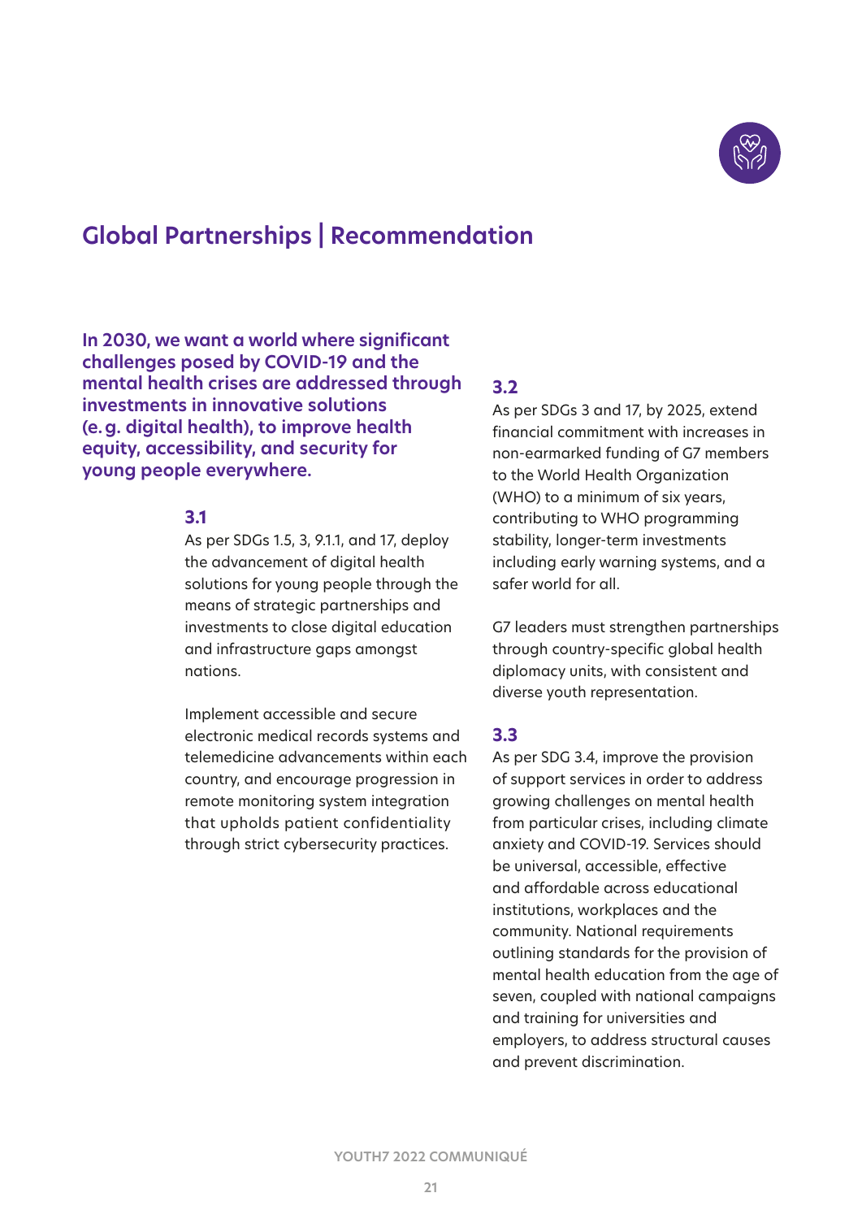## Global Partnerships | Recommendation

**In 2030, we want a world where significant challenges posed by COVID-19 and the mental health crises are addressed through investments in innovative solutions (e.g. digital health), to improve health equity, accessibility, and security for young people everywhere.**

### 3.1

As per SDGs 1.5, 3, 9.1.1, and 17, deploy the advancement of digital health solutions for young people through the means of strategic partnerships and investments to close digital education and infrastructure gaps amongst nations.

Implement accessible and secure electronic medical records systems and telemedicine advancements within each country, and encourage progression in remote monitoring system integration that upholds patient confidentiality through strict cybersecurity practices.

### 3.2

As per SDGs 3 and 17, by 2025, extend financial commitment with increases in non-earmarked funding of G7 members to the World Health Organization (WHO) to a minimum of six years, contributing to WHO programming stability, longer-term investments including early warning systems, and a safer world for all.

G7 leaders must strengthen partnerships through country-specific global health diplomacy units, with consistent and diverse youth representation.

### 3.3

As per SDG 3.4, improve the provision of support services in order to address growing challenges on mental health from particular crises, including climate anxiety and COVID-19. Services should be universal, accessible, effective and affordable across educational institutions, workplaces and the community. National requirements outlining standards for the provision of mental health education from the age of seven, coupled with national campaigns and training for universities and employers, to address structural causes and prevent discrimination.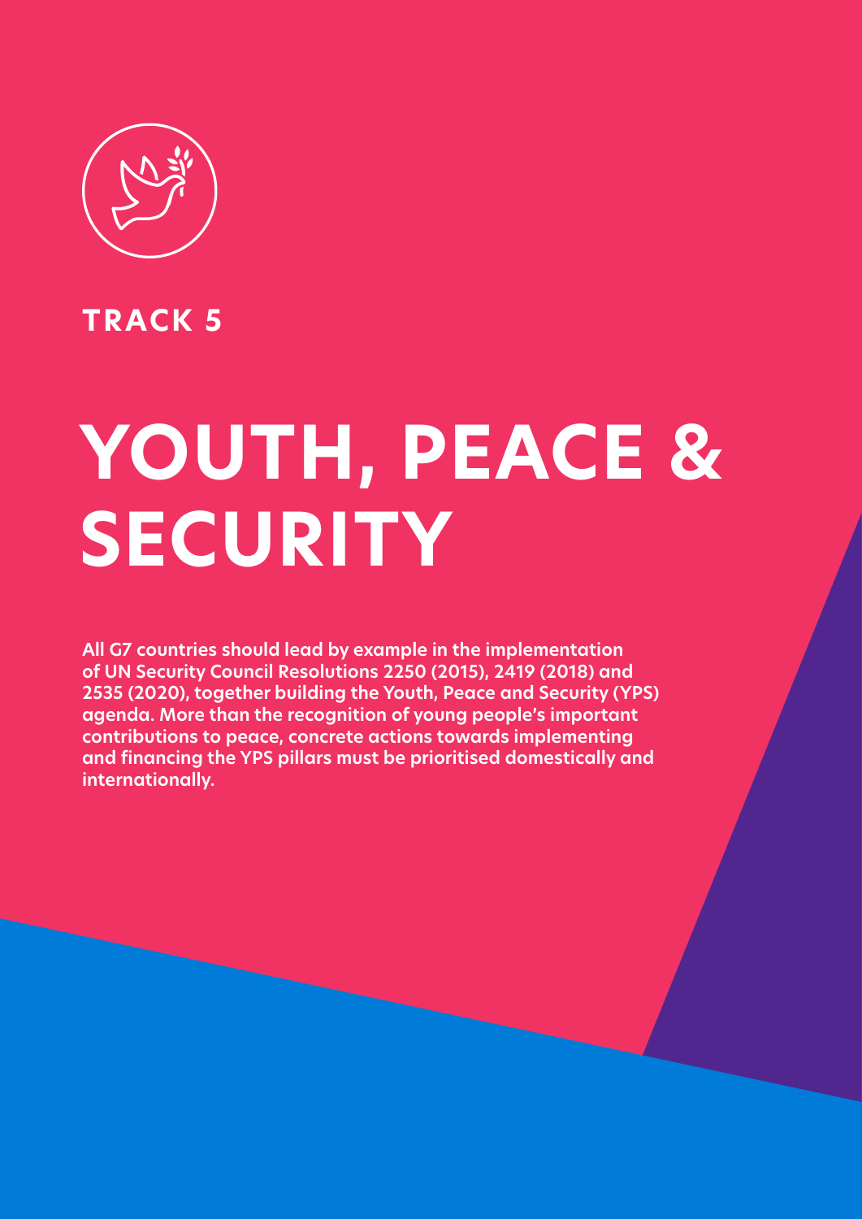## TRACK 5

# YOUTH, PEACE & SECURITY

**All G7 countries should lead by example in the implementation of UN Security Council Resolutions 2250 (2015), 2419 (2018) and 2535 (2020), together building the Youth, Peace and Security (YPS) agenda. More than the recognition of young people's important contributions to peace, concrete actions towards implementing and financing the YPS pillars must be prioritised domestically and internationally.**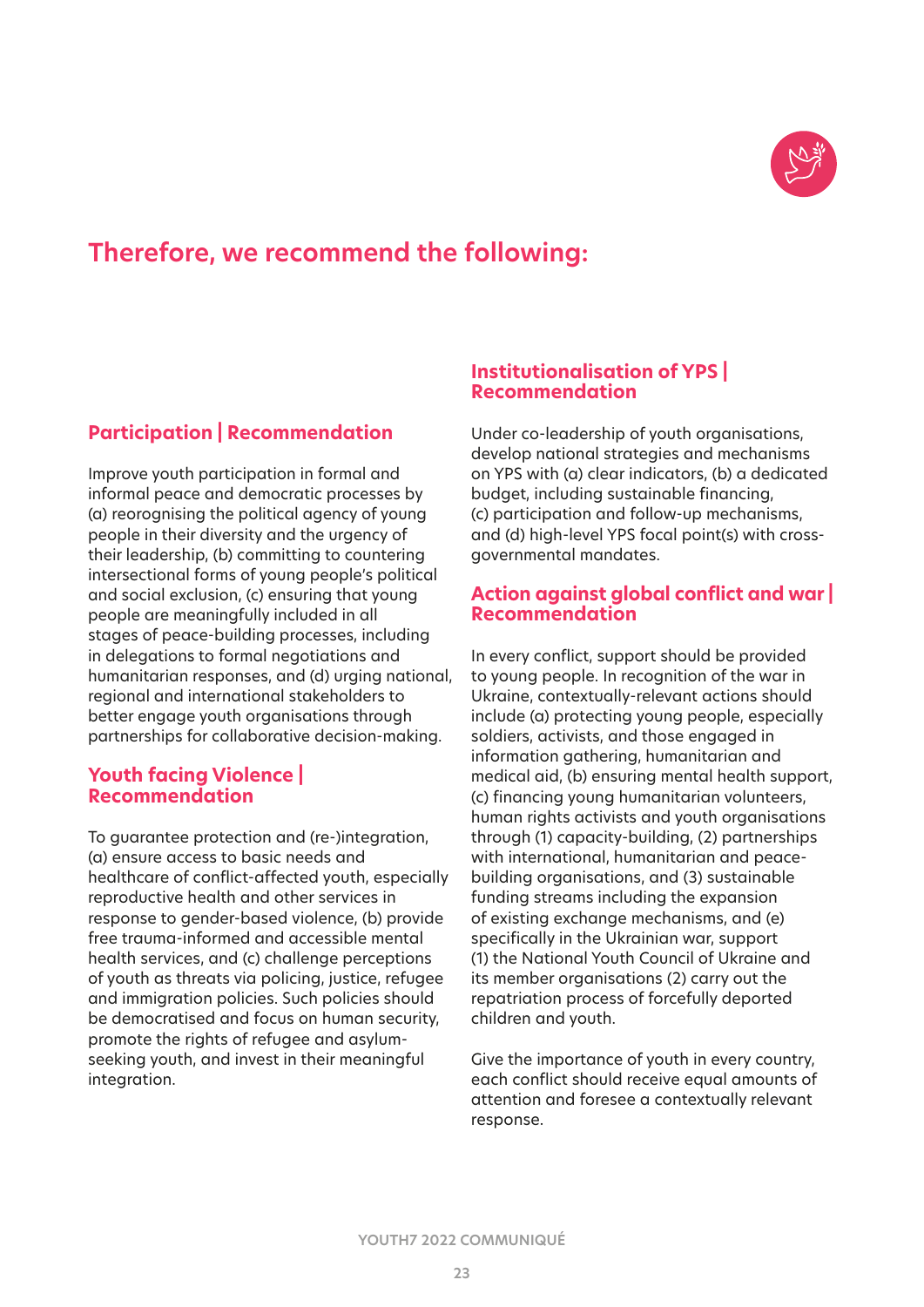## Therefore, we recommend the following:

### Participation | Recommendation

Improve youth participation in formal and informal peace and democratic processes by (a) reorognising the political agency of young people in their diversity and the urgency of their leadership, (b) committing to countering intersectional forms of young people's political and social exclusion, (c) ensuring that young people are meaningfully included in all stages of peace-building processes, including in delegations to formal negotiations and humanitarian responses, and (d) urging national, regional and international stakeholders to better engage youth organisations through partnerships for collaborative decision-making.

### Youth facing Violence | Recommendation

To guarantee protection and (re-)integration, (a) ensure access to basic needs and healthcare of conflict-affected youth, especially reproductive health and other services in response to gender-based violence, (b) provide free trauma-informed and accessible mental health services, and (c) challenge perceptions of youth as threats via policing, justice, refugee and immigration policies. Such policies should be democratised and focus on human security, promote the rights of refugee and asylum-seeking youth, and invest in their meaningful integration.

### Institutionalisation of YPS | Recommendation

Under co-leadership of youth organisations, develop national strategies and mechanisms on YPS with (a) clear indicators, (b) a dedicated budget, including sustainable financing, (c) participation and follow-up mechanisms, and (d) high-level YPS focal point(s) with cross-governmental mandates.

### Action against global conflict and war | Recommendation

In every conflict, support should be provided to young people. In recognition of the war in Ukraine, contextually-relevant actions should include (a) protecting young people, especially soldiers, activists, and those engaged in information gathering, humanitarian and medical aid, (b) ensuring mental health support, (c) financing young humanitarian volunteers, human rights activists and youth organisations through (1) capacity-building, (2) partnerships with international, humanitarian and peace-building organisations, and (3) sustainable funding streams including the expansion of existing exchange mechanisms, and (e) specifically in the Ukrainian war, support (1) the National Youth Council of Ukraine and its member organisations (2) carry out the repatriation process of forcefully deported children and youth.

Give the importance of youth in every country, each conflict should receive equal amounts of attention and foresee a contextually relevant response.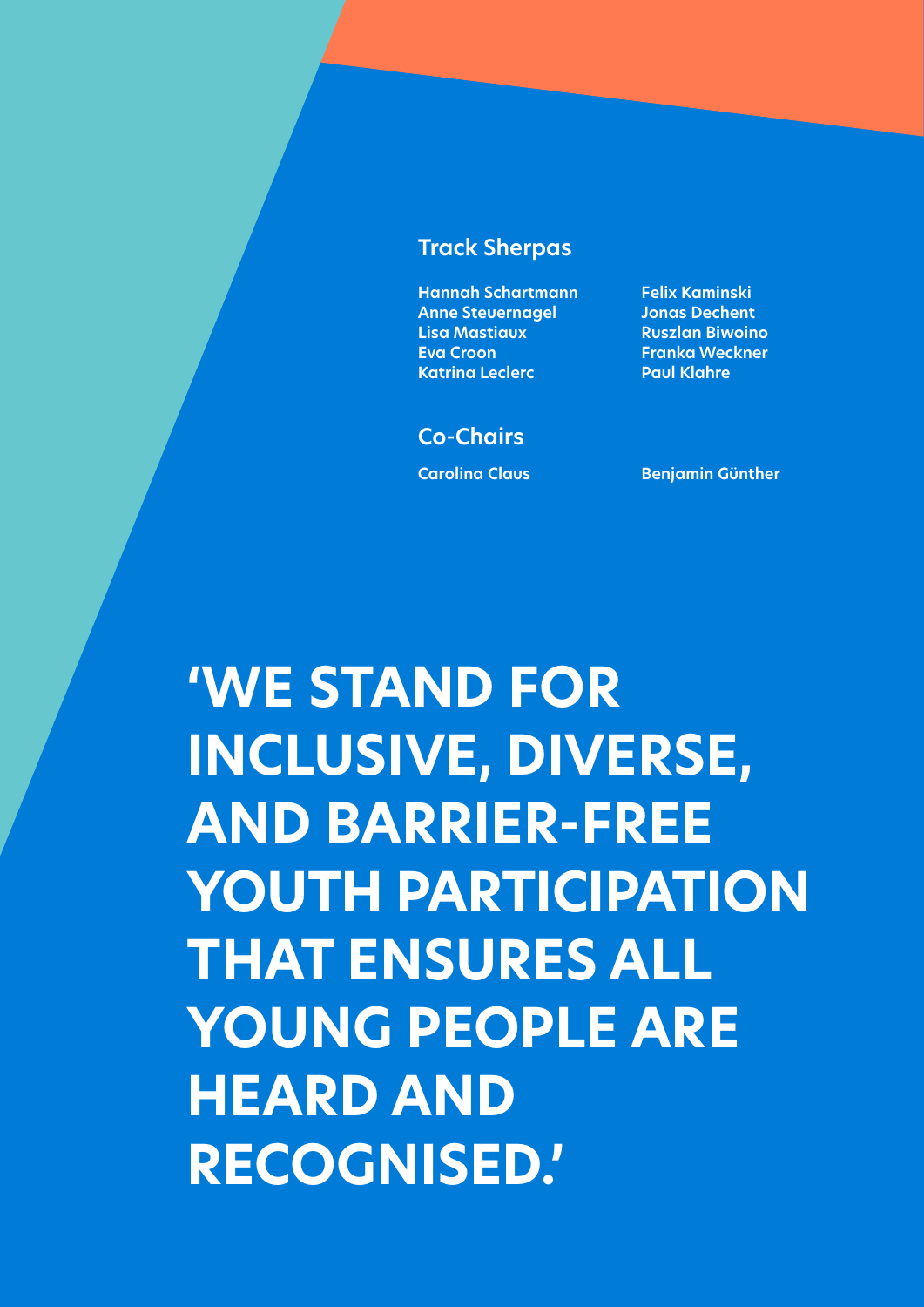## Track Sherpas

Hannah Schartmann
Anne Steuernagel
Lisa Mastiaux
Eva Croon
Katrina Leclerc
Felix Kaminski
Jonas Dechent
Ruszlan Biwoino
Franka Weckner
Paul Klahre

## Co-Chairs

Carolina Claus
Benjamin Günther

# ‘WE STAND FOR INCLUSIVE, DIVERSE, AND BARRIER-FREE YOUTH PARTICIPATION THAT ENSURES ALL YOUNG PEOPLE ARE HEARD AND RECOGNISED.’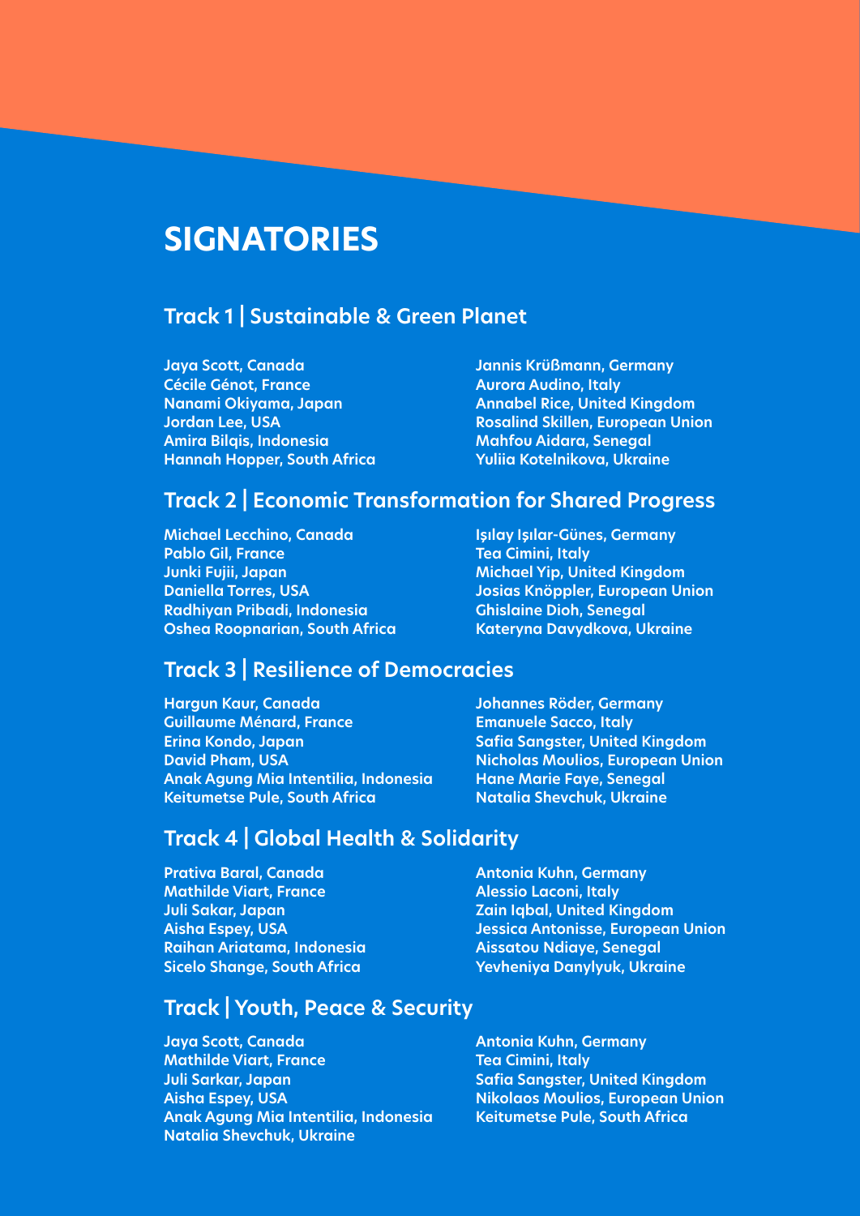# SIGNATORIES

## Track 1 | Sustainable & Green Planet

**Jaya Scott, Canada**
**Cécile Génot, France**
**Nanami Okiyama, Japan**
**Jordan Lee, USA**
**Amira Bilqis, Indonesia**
**Hannah Hopper, South Africa**
**Jannis Krüßmann, Germany**
**Aurora Audino, Italy**
**Annabel Rice, United Kingdom**
**Rosalind Skillen, European Union**
**Mahfou Aidara, Senegal**
**Yuliia Kotelnikova, Ukraine**

## Track 2 | Economic Transformation for Shared Progress

**Michael Lecchino, Canada**
**Pablo Gil, France**
**Junki Fujii, Japan**
**Daniella Torres, USA**
**Radhiyan Pribadi, Indonesia**
**Oshea Roopnarian, South Africa**
**Işılay Işılar-Günes, Germany**
**Tea Cimini, Italy**
**Michael Yip, United Kingdom**
**Josias Knöppler, European Union**
**Ghislaine Dioh, Senegal**
**Kateryna Davydkova, Ukraine**

## Track 3 | Resilience of Democracies

**Hargun Kaur, Canada**
**Guillaume Ménard, France**
**Erina Kondo, Japan**
**David Pham, USA**
**Anak Agung Mia Intentilia, Indonesia**
**Keitumetse Pule, South Africa**
**Johannes Röder, Germany**
**Emanuele Sacco, Italy**
**Safia Sangster, United Kingdom**
**Nicholas Moulios, European Union**
**Hane Marie Faye, Senegal**
**Natalia Shevchuk, Ukraine**

## Track 4 | Global Health & Solidarity

**Prativa Baral, Canada**
**Mathilde Viart, France**
**Juli Sakar, Japan**
**Aisha Espey, USA**
**Raihan Ariatama, Indonesia**
**Sicelo Shange, South Africa**
**Antonia Kuhn, Germany**
**Alessio Laconi, Italy**
**Zain Iqbal, United Kingdom**
**Jessica Antonisse, European Union**
**Aissatou Ndiaye, Senegal**
**Yevheniya Danylyuk, Ukraine**

## Track | Youth, Peace & Security

**Jaya Scott, Canada**
**Mathilde Viart, France**
**Juli Sarkar, Japan**
**Aisha Espey, USA**
**Anak Agung Mia Intentilia, Indonesia**
**Natalia Shevchuk, Ukraine**
**Antonia Kuhn, Germany**
**Tea Cimini, Italy**
**Safia Sangster, United Kingdom**
**Nikolaos Moulios, European Union**
**Keitumetse Pule, South Africa**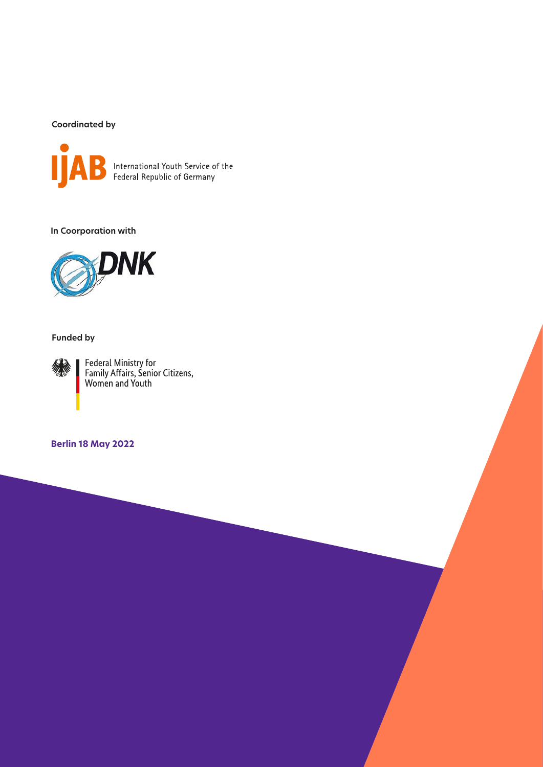Coordinated by

IJAB International Youth Service of the Federal Republic of Germany

In Coorporation with

DNK

Funded by

Federal Ministry for Family Affairs, Senior Citizens, Women and Youth

**Berlin 18 May 2022**